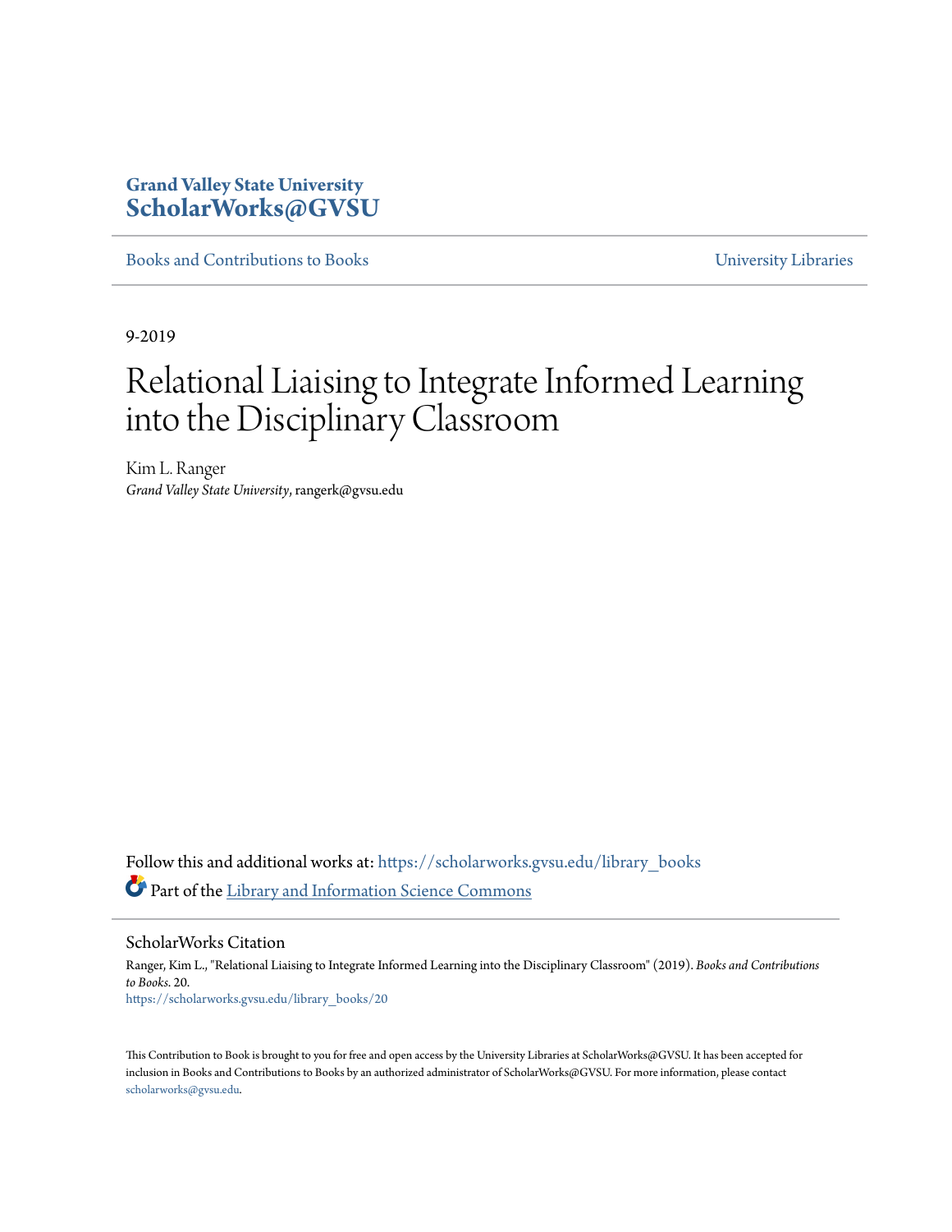Grand Valley State University
**ScholarWorks@GVSU**

Books and Contributions to Books | University Libraries

9-2019

# Relational Liaising to Integrate Informed Learning into the Disciplinary Classroom

Kim L. Ranger
*Grand Valley State University*, rangerk@gvsu.edu

Follow this and additional works at: https://scholarworks.gvsu.edu/library_books

Part of the Library and Information Science Commons

## ScholarWorks Citation

Ranger, Kim L., "Relational Liaising to Integrate Informed Learning into the Disciplinary Classroom" (2019). *Books and Contributions to Books*. 20.
https://scholarworks.gvsu.edu/library_books/20

This Contribution to Book is brought to you for free and open access by the University Libraries at ScholarWorks@GVSU. It has been accepted for inclusion in Books and Contributions to Books by an authorized administrator of ScholarWorks@GVSU. For more information, please contact scholarworks@gvsu.edu.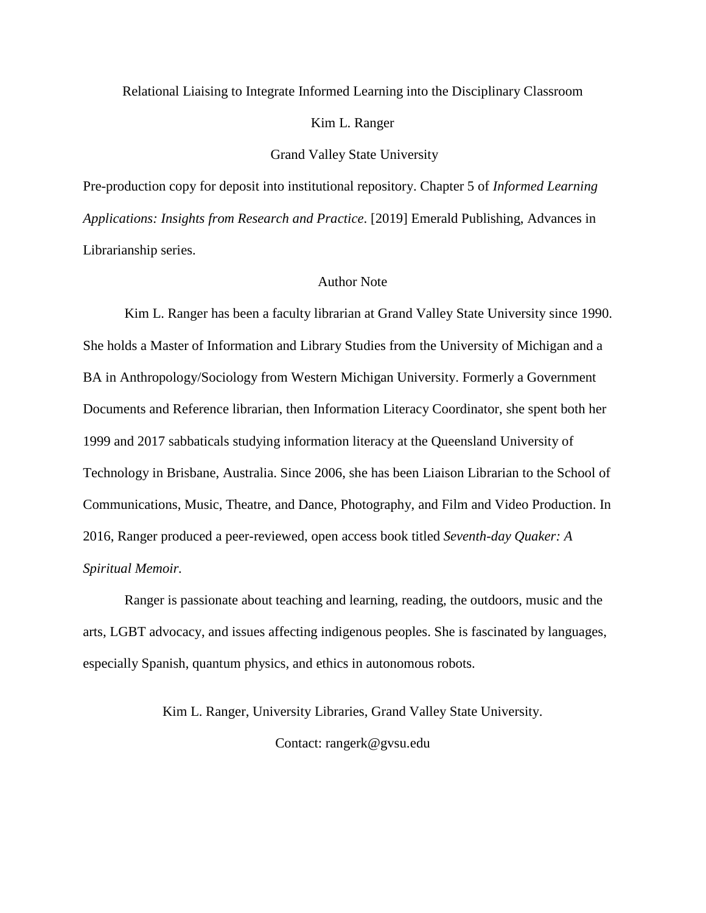Relational Liaising to Integrate Informed Learning into the Disciplinary Classroom

Kim L. Ranger

Grand Valley State University

Pre-production copy for deposit into institutional repository. Chapter 5 of *Informed Learning Applications: Insights from Research and Practice*. [2019] Emerald Publishing, Advances in Librarianship series.

Author Note

Kim L. Ranger has been a faculty librarian at Grand Valley State University since 1990. She holds a Master of Information and Library Studies from the University of Michigan and a BA in Anthropology/Sociology from Western Michigan University. Formerly a Government Documents and Reference librarian, then Information Literacy Coordinator, she spent both her 1999 and 2017 sabbaticals studying information literacy at the Queensland University of Technology in Brisbane, Australia. Since 2006, she has been Liaison Librarian to the School of Communications, Music, Theatre, and Dance, Photography, and Film and Video Production. In 2016, Ranger produced a peer-reviewed, open access book titled *Seventh-day Quaker: A Spiritual Memoir.*

Ranger is passionate about teaching and learning, reading, the outdoors, music and the arts, LGBT advocacy, and issues affecting indigenous peoples. She is fascinated by languages, especially Spanish, quantum physics, and ethics in autonomous robots.

Kim L. Ranger, University Libraries, Grand Valley State University.

Contact: rangerk@gvsu.edu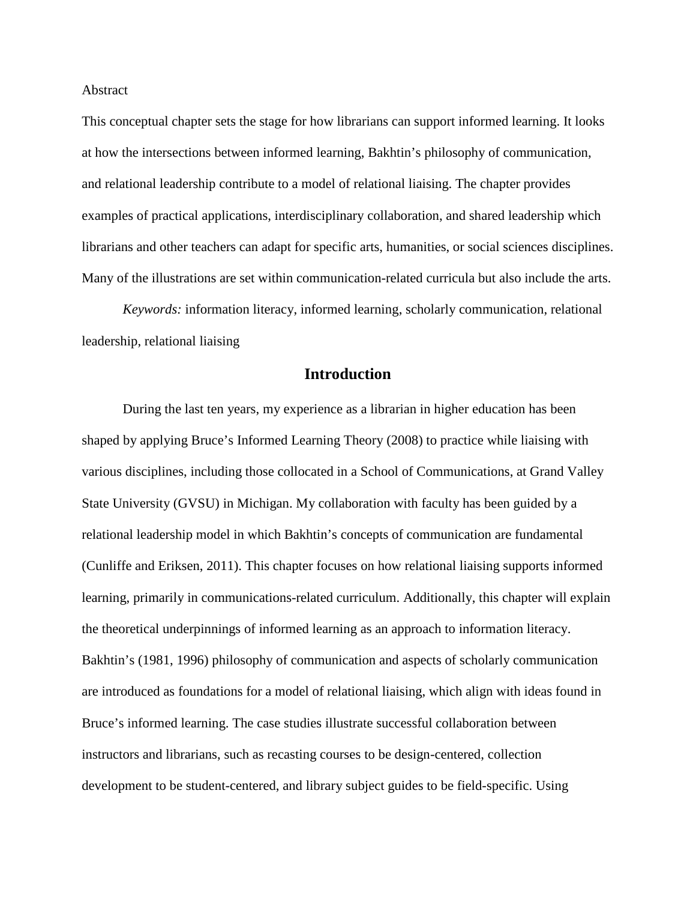Abstract

This conceptual chapter sets the stage for how librarians can support informed learning. It looks at how the intersections between informed learning, Bakhtin's philosophy of communication, and relational leadership contribute to a model of relational liaising. The chapter provides examples of practical applications, interdisciplinary collaboration, and shared leadership which librarians and other teachers can adapt for specific arts, humanities, or social sciences disciplines. Many of the illustrations are set within communication-related curricula but also include the arts.

*Keywords:* information literacy, informed learning, scholarly communication, relational leadership, relational liaising

## Introduction

During the last ten years, my experience as a librarian in higher education has been shaped by applying Bruce's Informed Learning Theory (2008) to practice while liaising with various disciplines, including those collocated in a School of Communications, at Grand Valley State University (GVSU) in Michigan. My collaboration with faculty has been guided by a relational leadership model in which Bakhtin's concepts of communication are fundamental (Cunliffe and Eriksen, 2011). This chapter focuses on how relational liaising supports informed learning, primarily in communications-related curriculum. Additionally, this chapter will explain the theoretical underpinnings of informed learning as an approach to information literacy. Bakhtin's (1981, 1996) philosophy of communication and aspects of scholarly communication are introduced as foundations for a model of relational liaising, which align with ideas found in Bruce's informed learning. The case studies illustrate successful collaboration between instructors and librarians, such as recasting courses to be design-centered, collection development to be student-centered, and library subject guides to be field-specific. Using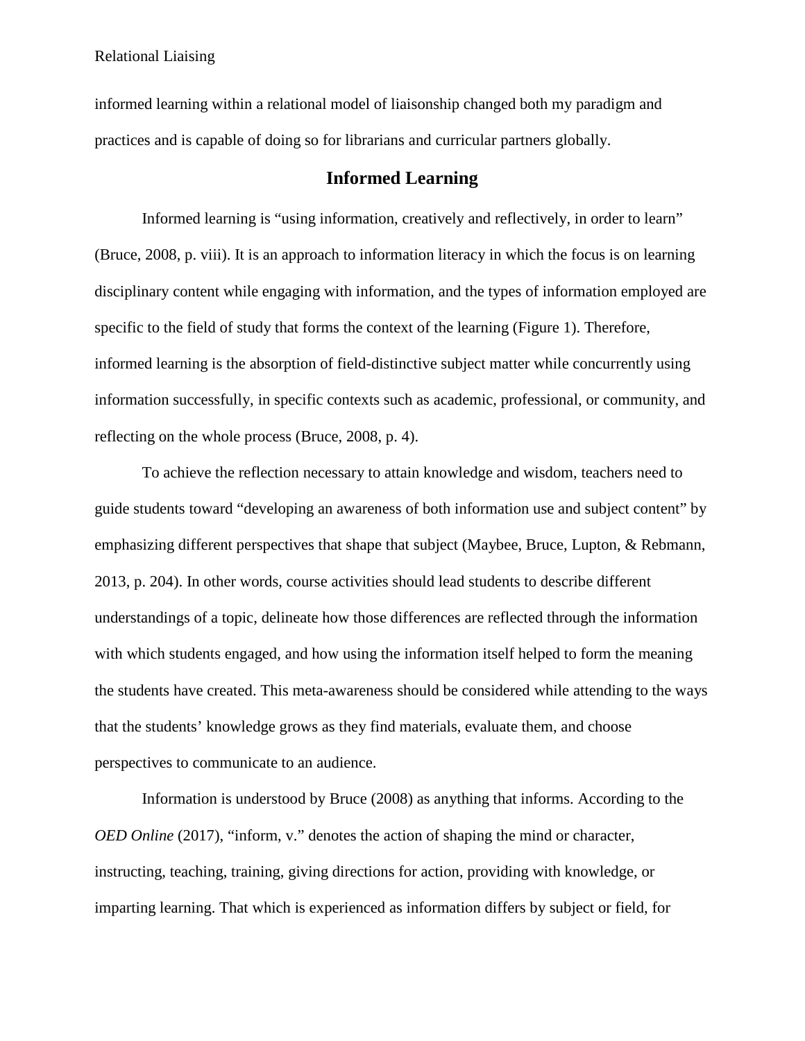informed learning within a relational model of liaisonship changed both my paradigm and practices and is capable of doing so for librarians and curricular partners globally.

## Informed Learning

Informed learning is "using information, creatively and reflectively, in order to learn" (Bruce, 2008, p. viii). It is an approach to information literacy in which the focus is on learning disciplinary content while engaging with information, and the types of information employed are specific to the field of study that forms the context of the learning (Figure 1). Therefore, informed learning is the absorption of field-distinctive subject matter while concurrently using information successfully, in specific contexts such as academic, professional, or community, and reflecting on the whole process (Bruce, 2008, p. 4).

To achieve the reflection necessary to attain knowledge and wisdom, teachers need to guide students toward "developing an awareness of both information use and subject content" by emphasizing different perspectives that shape that subject (Maybee, Bruce, Lupton, & Rebmann, 2013, p. 204). In other words, course activities should lead students to describe different understandings of a topic, delineate how those differences are reflected through the information with which students engaged, and how using the information itself helped to form the meaning the students have created. This meta-awareness should be considered while attending to the ways that the students' knowledge grows as they find materials, evaluate them, and choose perspectives to communicate to an audience.

Information is understood by Bruce (2008) as anything that informs. According to the *OED Online* (2017), "inform, v." denotes the action of shaping the mind or character, instructing, teaching, training, giving directions for action, providing with knowledge, or imparting learning. That which is experienced as information differs by subject or field, for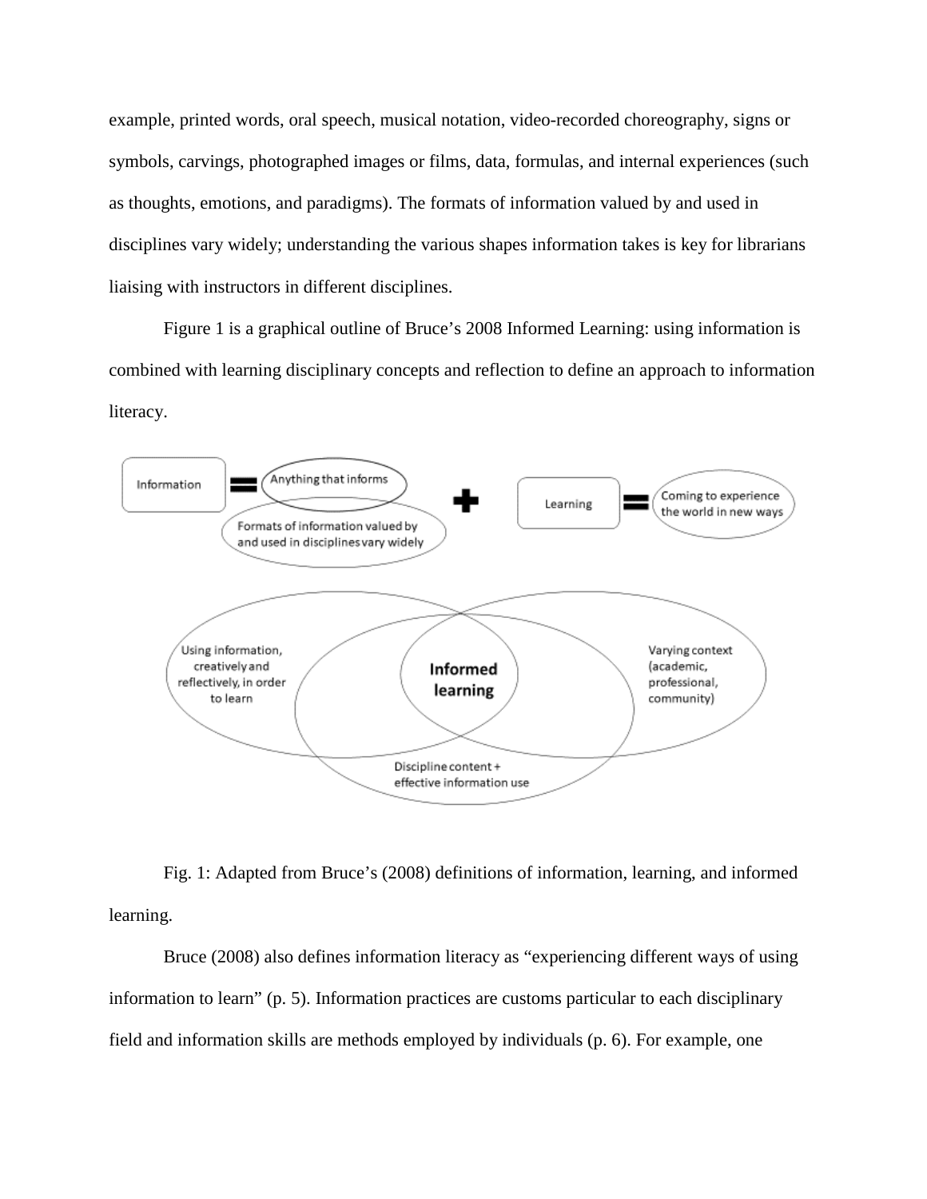example, printed words, oral speech, musical notation, video-recorded choreography, signs or symbols, carvings, photographed images or films, data, formulas, and internal experiences (such as thoughts, emotions, and paradigms). The formats of information valued by and used in disciplines vary widely; understanding the various shapes information takes is key for librarians liaising with instructors in different disciplines.

Figure 1 is a graphical outline of Bruce's 2008 Informed Learning: using information is combined with learning disciplinary concepts and reflection to define an approach to information literacy.

Fig. 1: Adapted from Bruce's (2008) definitions of information, learning, and informed learning.

Bruce (2008) also defines information literacy as "experiencing different ways of using information to learn" (p. 5). Information practices are customs particular to each disciplinary field and information skills are methods employed by individuals (p. 6). For example, one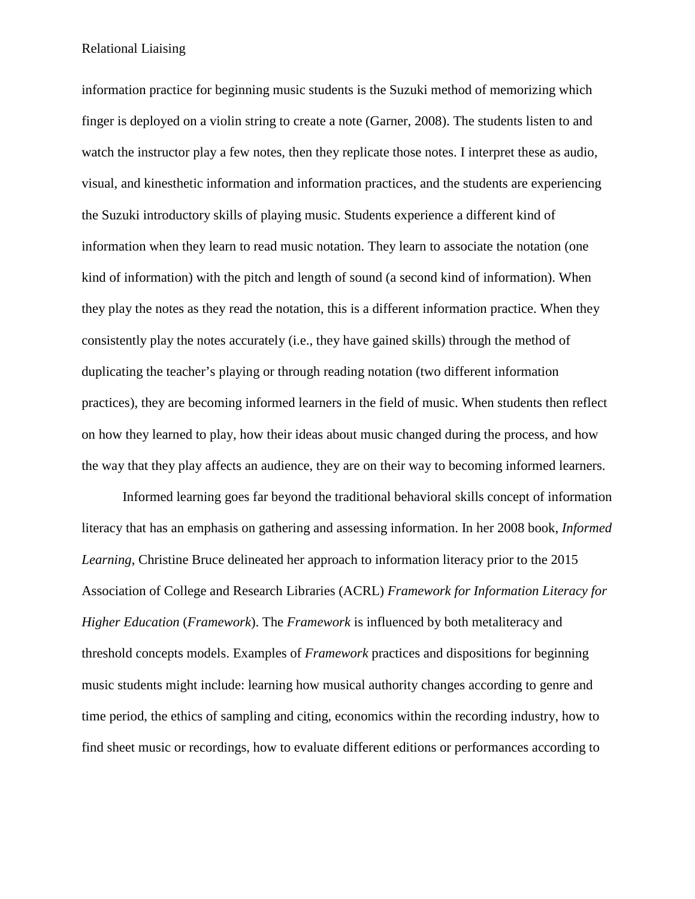information practice for beginning music students is the Suzuki method of memorizing which finger is deployed on a violin string to create a note (Garner, 2008). The students listen to and watch the instructor play a few notes, then they replicate those notes. I interpret these as audio, visual, and kinesthetic information and information practices, and the students are experiencing the Suzuki introductory skills of playing music. Students experience a different kind of information when they learn to read music notation. They learn to associate the notation (one kind of information) with the pitch and length of sound (a second kind of information). When they play the notes as they read the notation, this is a different information practice. When they consistently play the notes accurately (i.e., they have gained skills) through the method of duplicating the teacher's playing or through reading notation (two different information practices), they are becoming informed learners in the field of music. When students then reflect on how they learned to play, how their ideas about music changed during the process, and how the way that they play affects an audience, they are on their way to becoming informed learners.

Informed learning goes far beyond the traditional behavioral skills concept of information literacy that has an emphasis on gathering and assessing information. In her 2008 book, *Informed Learning*, Christine Bruce delineated her approach to information literacy prior to the 2015 Association of College and Research Libraries (ACRL) *Framework for Information Literacy for Higher Education* (*Framework*). The *Framework* is influenced by both metaliteracy and threshold concepts models. Examples of *Framework* practices and dispositions for beginning music students might include: learning how musical authority changes according to genre and time period, the ethics of sampling and citing, economics within the recording industry, how to find sheet music or recordings, how to evaluate different editions or performances according to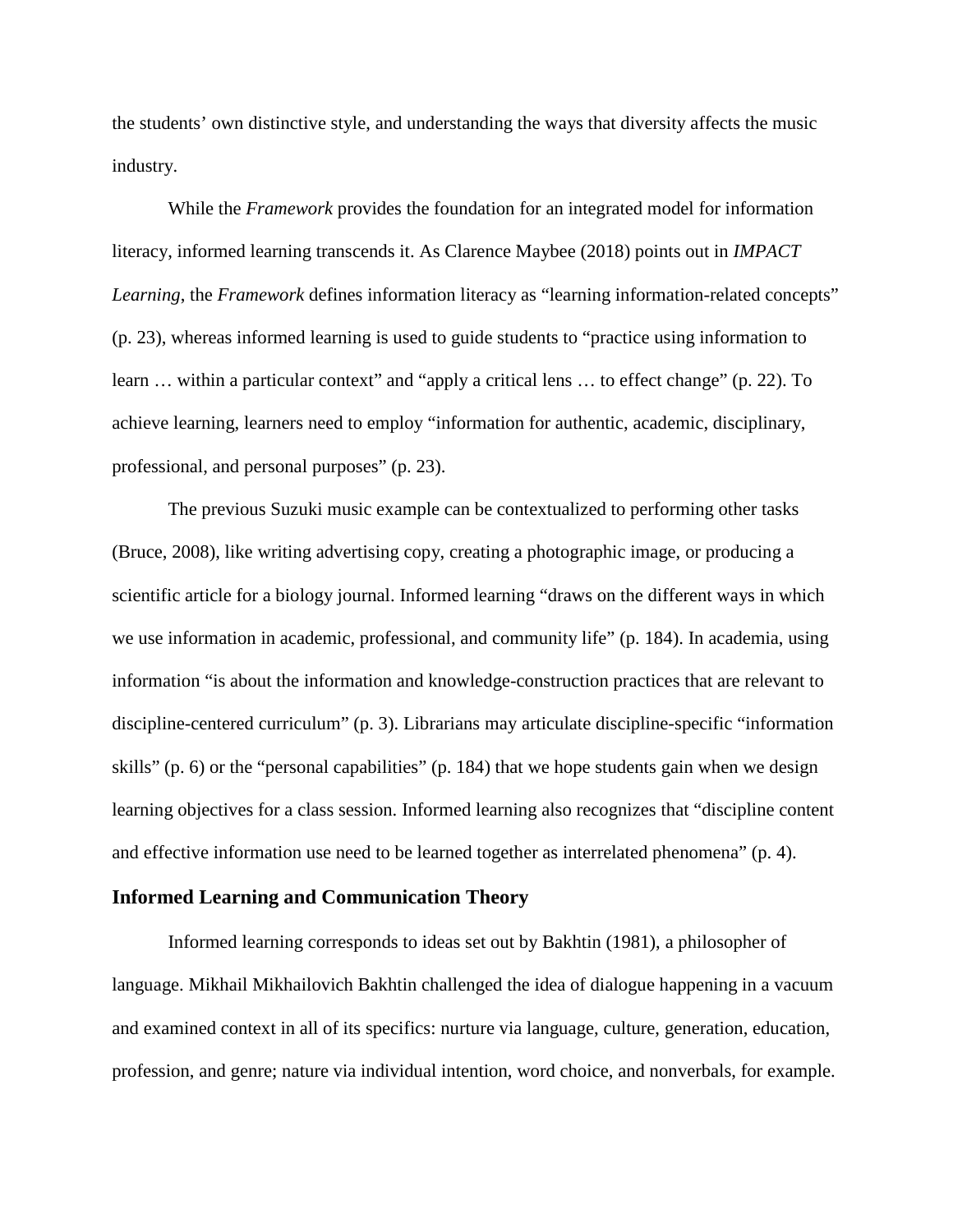the students' own distinctive style, and understanding the ways that diversity affects the music industry.

While the *Framework* provides the foundation for an integrated model for information literacy, informed learning transcends it. As Clarence Maybee (2018) points out in *IMPACT Learning*, the *Framework* defines information literacy as "learning information-related concepts" (p. 23), whereas informed learning is used to guide students to "practice using information to learn … within a particular context" and "apply a critical lens … to effect change" (p. 22). To achieve learning, learners need to employ "information for authentic, academic, disciplinary, professional, and personal purposes" (p. 23).

The previous Suzuki music example can be contextualized to performing other tasks (Bruce, 2008), like writing advertising copy, creating a photographic image, or producing a scientific article for a biology journal. Informed learning "draws on the different ways in which we use information in academic, professional, and community life" (p. 184). In academia, using information "is about the information and knowledge-construction practices that are relevant to discipline-centered curriculum" (p. 3). Librarians may articulate discipline-specific "information skills" (p. 6) or the "personal capabilities" (p. 184) that we hope students gain when we design learning objectives for a class session. Informed learning also recognizes that "discipline content and effective information use need to be learned together as interrelated phenomena" (p. 4).

## Informed Learning and Communication Theory

Informed learning corresponds to ideas set out by Bakhtin (1981), a philosopher of language. Mikhail Mikhailovich Bakhtin challenged the idea of dialogue happening in a vacuum and examined context in all of its specifics: nurture via language, culture, generation, education, profession, and genre; nature via individual intention, word choice, and nonverbals, for example.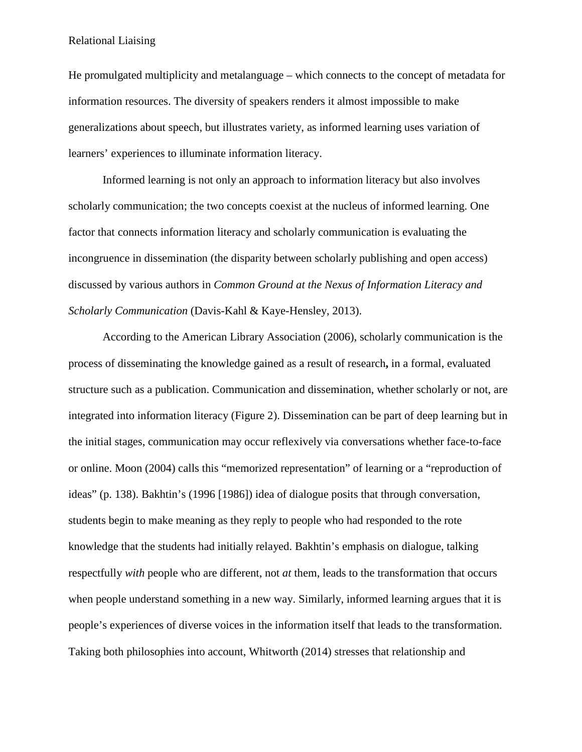He promulgated multiplicity and metalanguage – which connects to the concept of metadata for information resources. The diversity of speakers renders it almost impossible to make generalizations about speech, but illustrates variety, as informed learning uses variation of learners' experiences to illuminate information literacy.

Informed learning is not only an approach to information literacy but also involves scholarly communication; the two concepts coexist at the nucleus of informed learning. One factor that connects information literacy and scholarly communication is evaluating the incongruence in dissemination (the disparity between scholarly publishing and open access) discussed by various authors in *Common Ground at the Nexus of Information Literacy and Scholarly Communication* (Davis-Kahl & Kaye-Hensley, 2013).

According to the American Library Association (2006), scholarly communication is the process of disseminating the knowledge gained as a result of research**,** in a formal, evaluated structure such as a publication. Communication and dissemination, whether scholarly or not, are integrated into information literacy (Figure 2). Dissemination can be part of deep learning but in the initial stages, communication may occur reflexively via conversations whether face-to-face or online. Moon (2004) calls this "memorized representation" of learning or a "reproduction of ideas" (p. 138). Bakhtin's (1996 [1986]) idea of dialogue posits that through conversation, students begin to make meaning as they reply to people who had responded to the rote knowledge that the students had initially relayed. Bakhtin's emphasis on dialogue, talking respectfully *with* people who are different, not *at* them, leads to the transformation that occurs when people understand something in a new way. Similarly, informed learning argues that it is people's experiences of diverse voices in the information itself that leads to the transformation. Taking both philosophies into account, Whitworth (2014) stresses that relationship and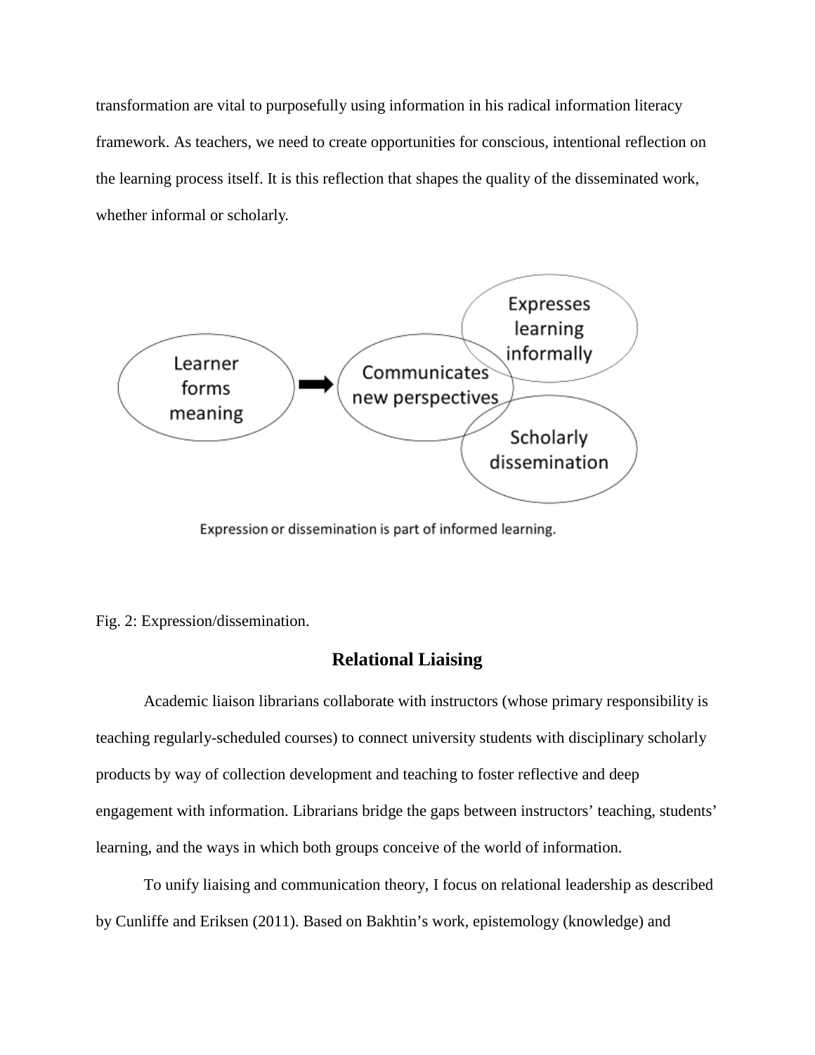transformation are vital to purposefully using information in his radical information literacy framework. As teachers, we need to create opportunities for conscious, intentional reflection on the learning process itself. It is this reflection that shapes the quality of the disseminated work, whether informal or scholarly.

Expression or dissemination is part of informed learning.

Fig. 2: Expression/dissemination.

## Relational Liaising

Academic liaison librarians collaborate with instructors (whose primary responsibility is teaching regularly-scheduled courses) to connect university students with disciplinary scholarly products by way of collection development and teaching to foster reflective and deep engagement with information. Librarians bridge the gaps between instructors' teaching, students' learning, and the ways in which both groups conceive of the world of information.

To unify liaising and communication theory, I focus on relational leadership as described by Cunliffe and Eriksen (2011). Based on Bakhtin's work, epistemology (knowledge) and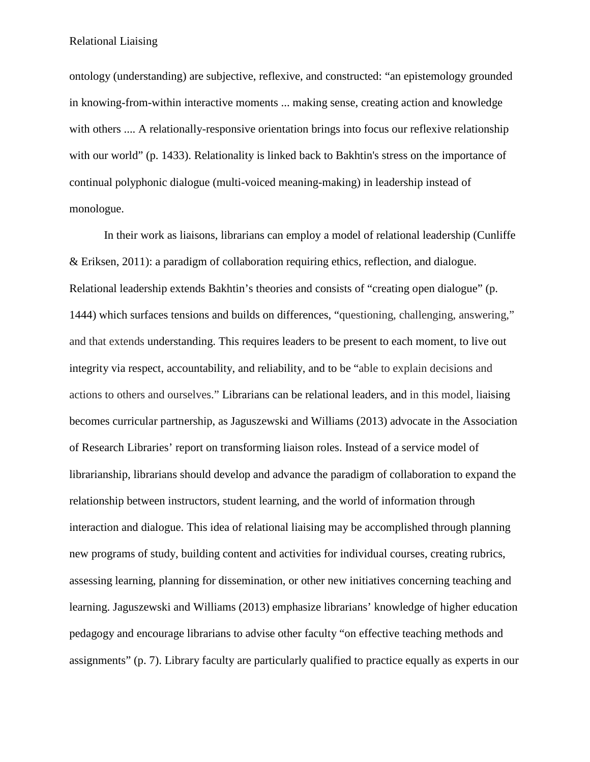ontology (understanding) are subjective, reflexive, and constructed: "an epistemology grounded in knowing-from-within interactive moments ... making sense, creating action and knowledge with others .... A relationally-responsive orientation brings into focus our reflexive relationship with our world" (p. 1433). Relationality is linked back to Bakhtin's stress on the importance of continual polyphonic dialogue (multi-voiced meaning-making) in leadership instead of monologue.

In their work as liaisons, librarians can employ a model of relational leadership (Cunliffe & Eriksen, 2011): a paradigm of collaboration requiring ethics, reflection, and dialogue. Relational leadership extends Bakhtin's theories and consists of "creating open dialogue" (p. 1444) which surfaces tensions and builds on differences, "questioning, challenging, answering," and that extends understanding. This requires leaders to be present to each moment, to live out integrity via respect, accountability, and reliability, and to be "able to explain decisions and actions to others and ourselves." Librarians can be relational leaders, and in this model, liaising becomes curricular partnership, as Jaguszewski and Williams (2013) advocate in the Association of Research Libraries' report on transforming liaison roles. Instead of a service model of librarianship, librarians should develop and advance the paradigm of collaboration to expand the relationship between instructors, student learning, and the world of information through interaction and dialogue. This idea of relational liaising may be accomplished through planning new programs of study, building content and activities for individual courses, creating rubrics, assessing learning, planning for dissemination, or other new initiatives concerning teaching and learning. Jaguszewski and Williams (2013) emphasize librarians' knowledge of higher education pedagogy and encourage librarians to advise other faculty "on effective teaching methods and assignments" (p. 7). Library faculty are particularly qualified to practice equally as experts in our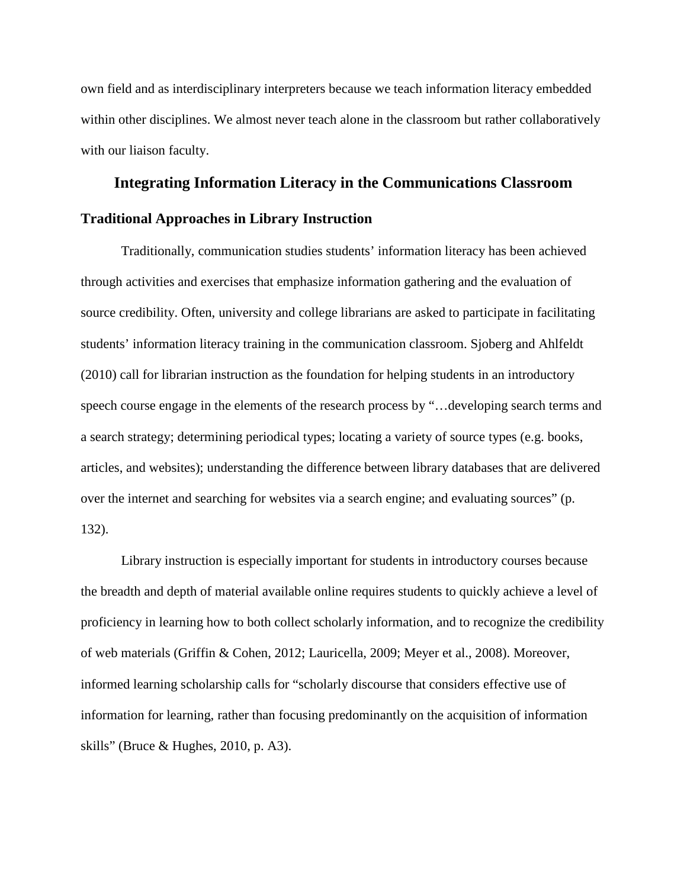own field and as interdisciplinary interpreters because we teach information literacy embedded within other disciplines. We almost never teach alone in the classroom but rather collaboratively with our liaison faculty.

## Integrating Information Literacy in the Communications Classroom

### Traditional Approaches in Library Instruction

Traditionally, communication studies students' information literacy has been achieved through activities and exercises that emphasize information gathering and the evaluation of source credibility. Often, university and college librarians are asked to participate in facilitating students' information literacy training in the communication classroom. Sjoberg and Ahlfeldt (2010) call for librarian instruction as the foundation for helping students in an introductory speech course engage in the elements of the research process by "…developing search terms and a search strategy; determining periodical types; locating a variety of source types (e.g. books, articles, and websites); understanding the difference between library databases that are delivered over the internet and searching for websites via a search engine; and evaluating sources" (p. 132).

Library instruction is especially important for students in introductory courses because the breadth and depth of material available online requires students to quickly achieve a level of proficiency in learning how to both collect scholarly information, and to recognize the credibility of web materials (Griffin & Cohen, 2012; Lauricella, 2009; Meyer et al., 2008). Moreover, informed learning scholarship calls for "scholarly discourse that considers effective use of information for learning, rather than focusing predominantly on the acquisition of information skills" (Bruce & Hughes, 2010, p. A3).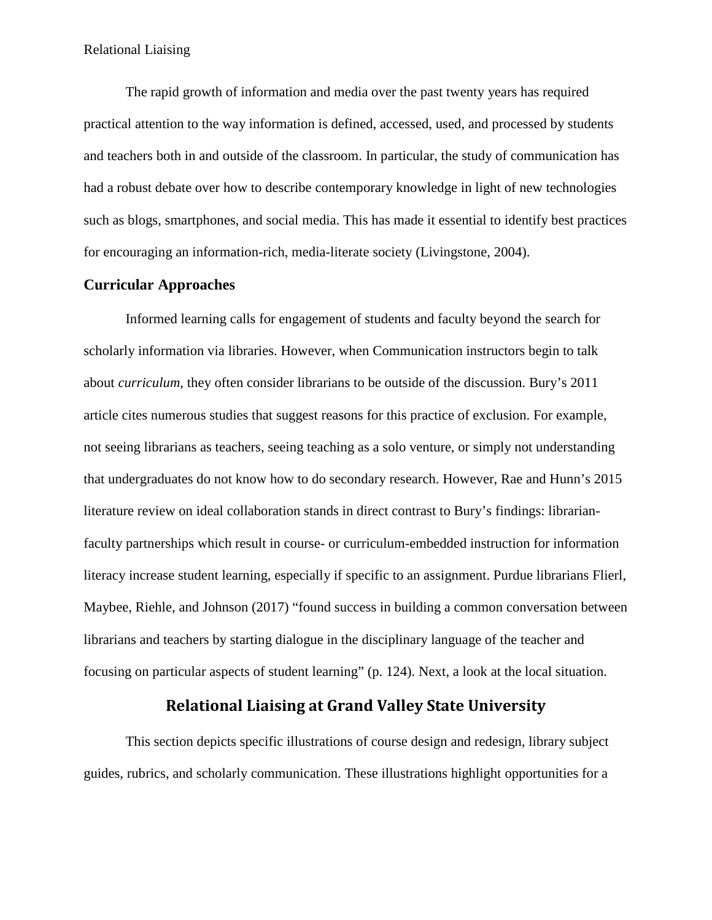The rapid growth of information and media over the past twenty years has required practical attention to the way information is defined, accessed, used, and processed by students and teachers both in and outside of the classroom. In particular, the study of communication has had a robust debate over how to describe contemporary knowledge in light of new technologies such as blogs, smartphones, and social media. This has made it essential to identify best practices for encouraging an information-rich, media-literate society (Livingstone, 2004).

### Curricular Approaches

Informed learning calls for engagement of students and faculty beyond the search for scholarly information via libraries. However, when Communication instructors begin to talk about *curriculum*, they often consider librarians to be outside of the discussion. Bury's 2011 article cites numerous studies that suggest reasons for this practice of exclusion. For example, not seeing librarians as teachers, seeing teaching as a solo venture, or simply not understanding that undergraduates do not know how to do secondary research. However, Rae and Hunn's 2015 literature review on ideal collaboration stands in direct contrast to Bury's findings: librarian-faculty partnerships which result in course- or curriculum-embedded instruction for information literacy increase student learning, especially if specific to an assignment. Purdue librarians Flierl, Maybee, Riehle, and Johnson (2017) "found success in building a common conversation between librarians and teachers by starting dialogue in the disciplinary language of the teacher and focusing on particular aspects of student learning" (p. 124). Next, a look at the local situation.

## Relational Liaising at Grand Valley State University

This section depicts specific illustrations of course design and redesign, library subject guides, rubrics, and scholarly communication. These illustrations highlight opportunities for a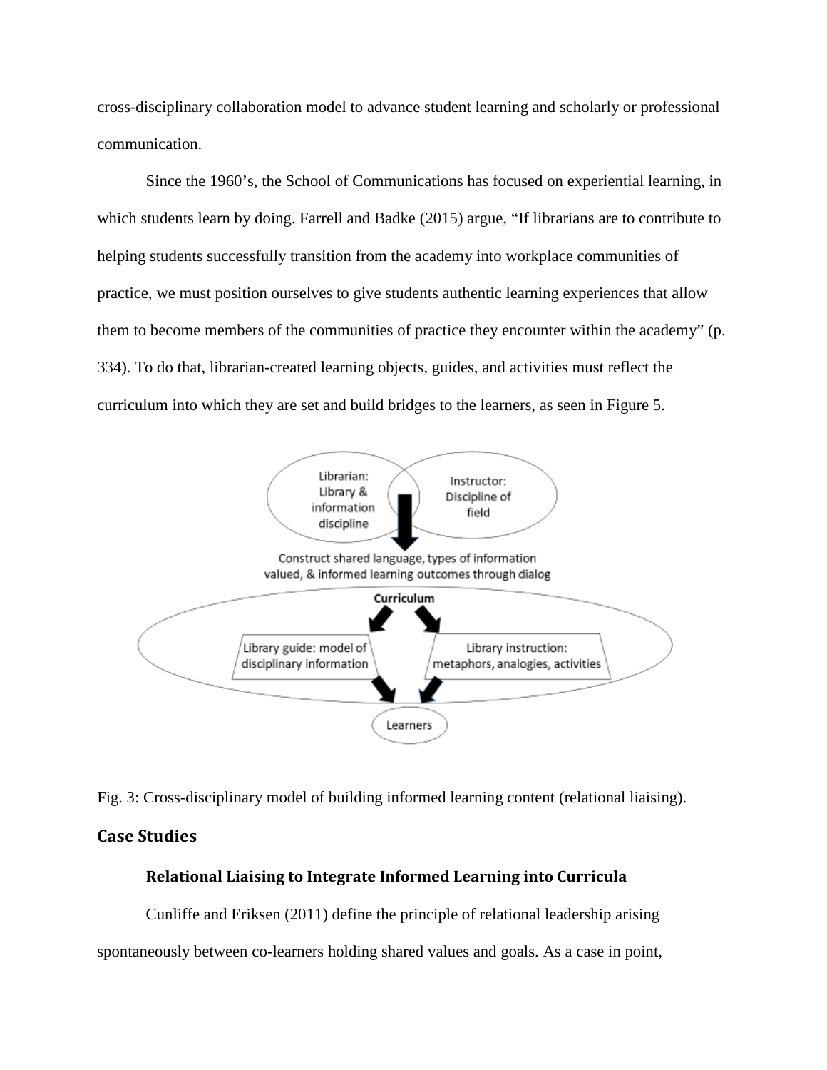cross-disciplinary collaboration model to advance student learning and scholarly or professional communication.

Since the 1960's, the School of Communications has focused on experiential learning, in which students learn by doing. Farrell and Badke (2015) argue, "If librarians are to contribute to helping students successfully transition from the academy into workplace communities of practice, we must position ourselves to give students authentic learning experiences that allow them to become members of the communities of practice they encounter within the academy" (p. 334). To do that, librarian-created learning objects, guides, and activities must reflect the curriculum into which they are set and build bridges to the learners, as seen in Figure 5.

Librarian: Library & information discipline

Instructor: Discipline of field

Construct shared language, types of information valued, & informed learning outcomes through dialog

Curriculum

Library guide: model of disciplinary information

Library instruction: metaphors, analogies, activities

Learners

Fig. 3: Cross-disciplinary model of building informed learning content (relational liaising).

## Case Studies

### Relational Liaising to Integrate Informed Learning into Curricula

Cunliffe and Eriksen (2011) define the principle of relational leadership arising spontaneously between co-learners holding shared values and goals. As a case in point,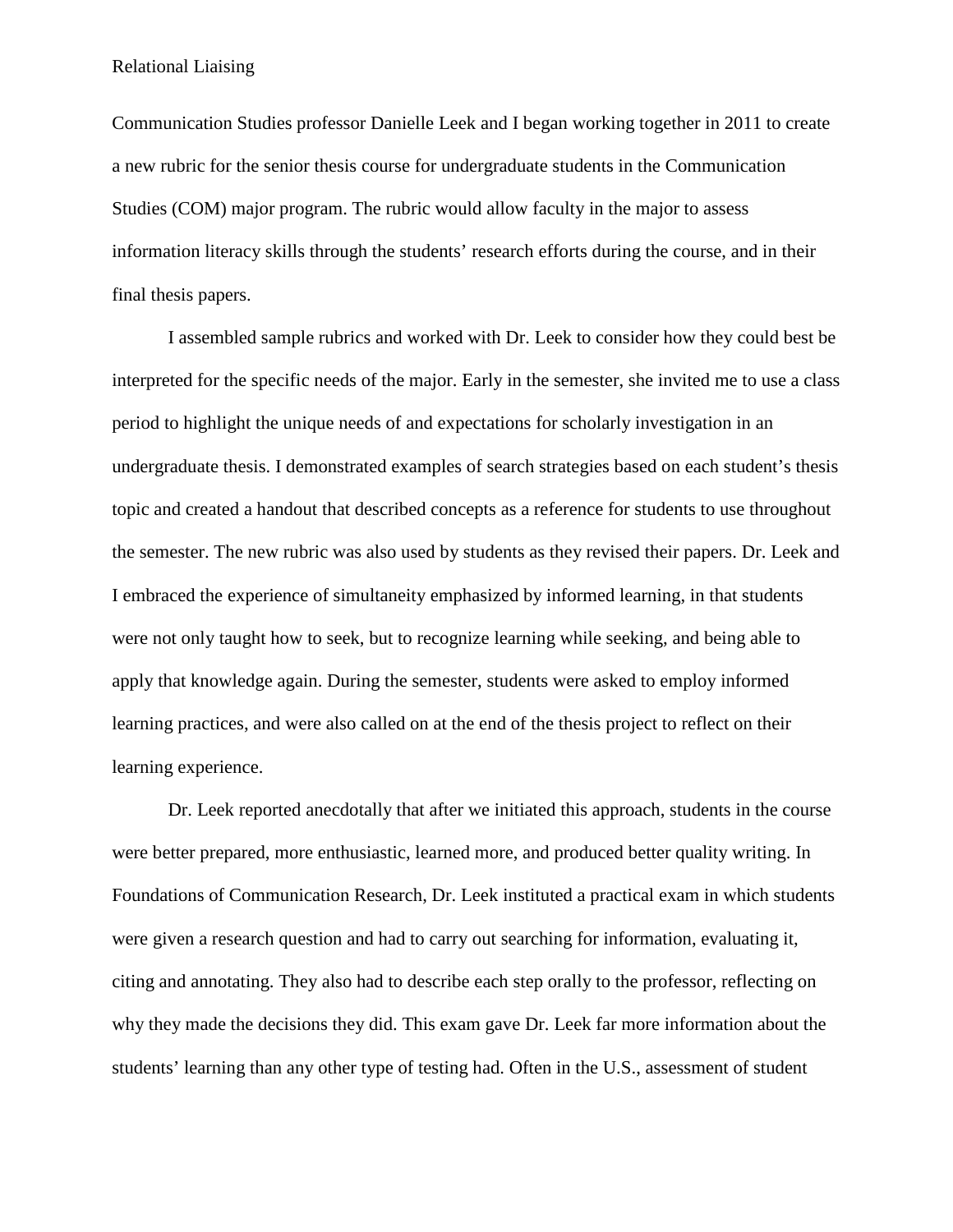Communication Studies professor Danielle Leek and I began working together in 2011 to create a new rubric for the senior thesis course for undergraduate students in the Communication Studies (COM) major program. The rubric would allow faculty in the major to assess information literacy skills through the students' research efforts during the course, and in their final thesis papers.

I assembled sample rubrics and worked with Dr. Leek to consider how they could best be interpreted for the specific needs of the major. Early in the semester, she invited me to use a class period to highlight the unique needs of and expectations for scholarly investigation in an undergraduate thesis. I demonstrated examples of search strategies based on each student's thesis topic and created a handout that described concepts as a reference for students to use throughout the semester. The new rubric was also used by students as they revised their papers. Dr. Leek and I embraced the experience of simultaneity emphasized by informed learning, in that students were not only taught how to seek, but to recognize learning while seeking, and being able to apply that knowledge again. During the semester, students were asked to employ informed learning practices, and were also called on at the end of the thesis project to reflect on their learning experience.

Dr. Leek reported anecdotally that after we initiated this approach, students in the course were better prepared, more enthusiastic, learned more, and produced better quality writing. In Foundations of Communication Research, Dr. Leek instituted a practical exam in which students were given a research question and had to carry out searching for information, evaluating it, citing and annotating. They also had to describe each step orally to the professor, reflecting on why they made the decisions they did. This exam gave Dr. Leek far more information about the students' learning than any other type of testing had. Often in the U.S., assessment of student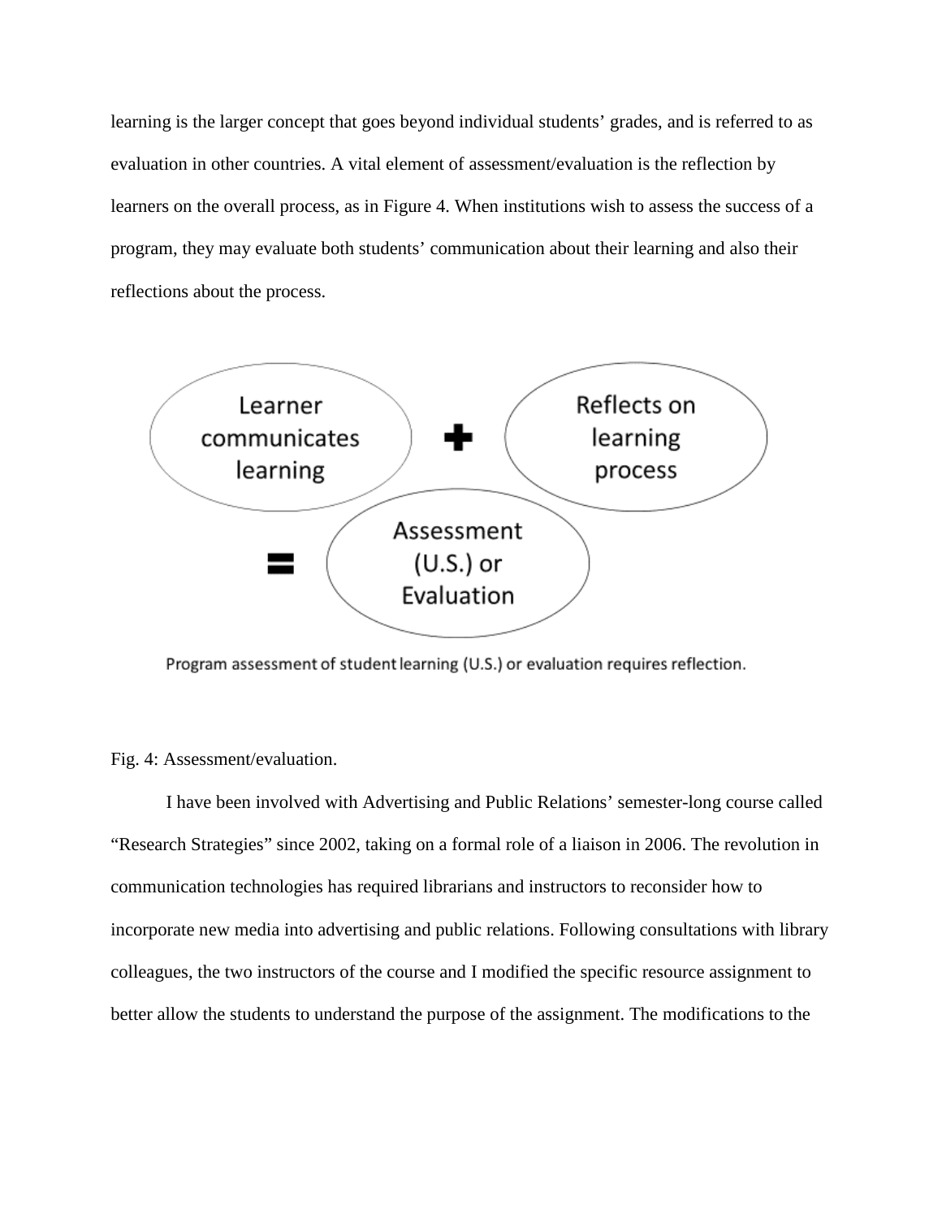learning is the larger concept that goes beyond individual students' grades, and is referred to as evaluation in other countries. A vital element of assessment/evaluation is the reflection by learners on the overall process, as in Figure 4. When institutions wish to assess the success of a program, they may evaluate both students' communication about their learning and also their reflections about the process.

Learner communicates learning + Reflects on learning process = Assessment (U.S.) or Evaluation

Program assessment of student learning (U.S.) or evaluation requires reflection.

Fig. 4: Assessment/evaluation.

I have been involved with Advertising and Public Relations' semester-long course called "Research Strategies" since 2002, taking on a formal role of a liaison in 2006. The revolution in communication technologies has required librarians and instructors to reconsider how to incorporate new media into advertising and public relations. Following consultations with library colleagues, the two instructors of the course and I modified the specific resource assignment to better allow the students to understand the purpose of the assignment. The modifications to the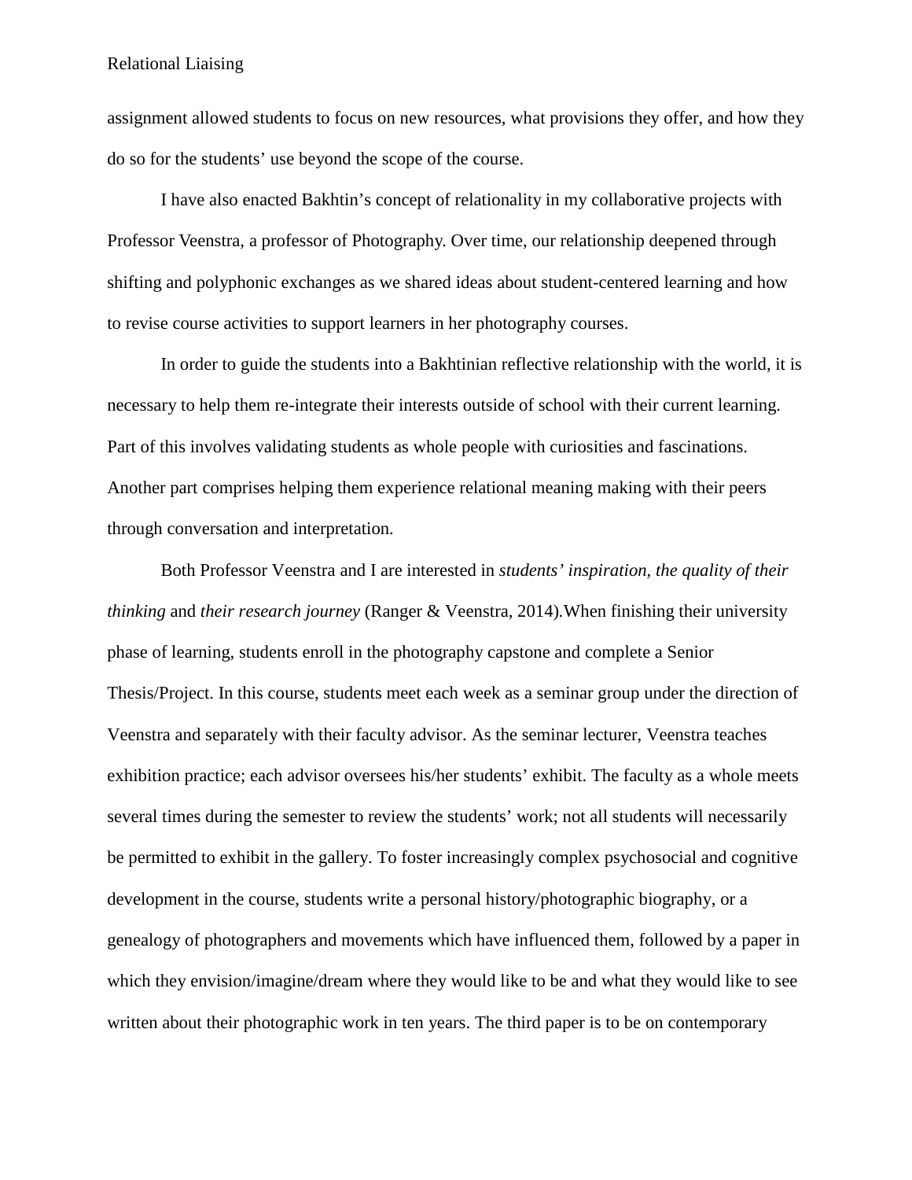assignment allowed students to focus on new resources, what provisions they offer, and how they do so for the students' use beyond the scope of the course.

I have also enacted Bakhtin's concept of relationality in my collaborative projects with Professor Veenstra, a professor of Photography. Over time, our relationship deepened through shifting and polyphonic exchanges as we shared ideas about student-centered learning and how to revise course activities to support learners in her photography courses.

In order to guide the students into a Bakhtinian reflective relationship with the world, it is necessary to help them re-integrate their interests outside of school with their current learning. Part of this involves validating students as whole people with curiosities and fascinations. Another part comprises helping them experience relational meaning making with their peers through conversation and interpretation.

Both Professor Veenstra and I are interested in *students' inspiration, the quality of their thinking* and *their research journey* (Ranger & Veenstra, 2014).When finishing their university phase of learning, students enroll in the photography capstone and complete a Senior Thesis/Project. In this course, students meet each week as a seminar group under the direction of Veenstra and separately with their faculty advisor. As the seminar lecturer, Veenstra teaches exhibition practice; each advisor oversees his/her students' exhibit. The faculty as a whole meets several times during the semester to review the students' work; not all students will necessarily be permitted to exhibit in the gallery. To foster increasingly complex psychosocial and cognitive development in the course, students write a personal history/photographic biography, or a genealogy of photographers and movements which have influenced them, followed by a paper in which they envision/imagine/dream where they would like to be and what they would like to see written about their photographic work in ten years. The third paper is to be on contemporary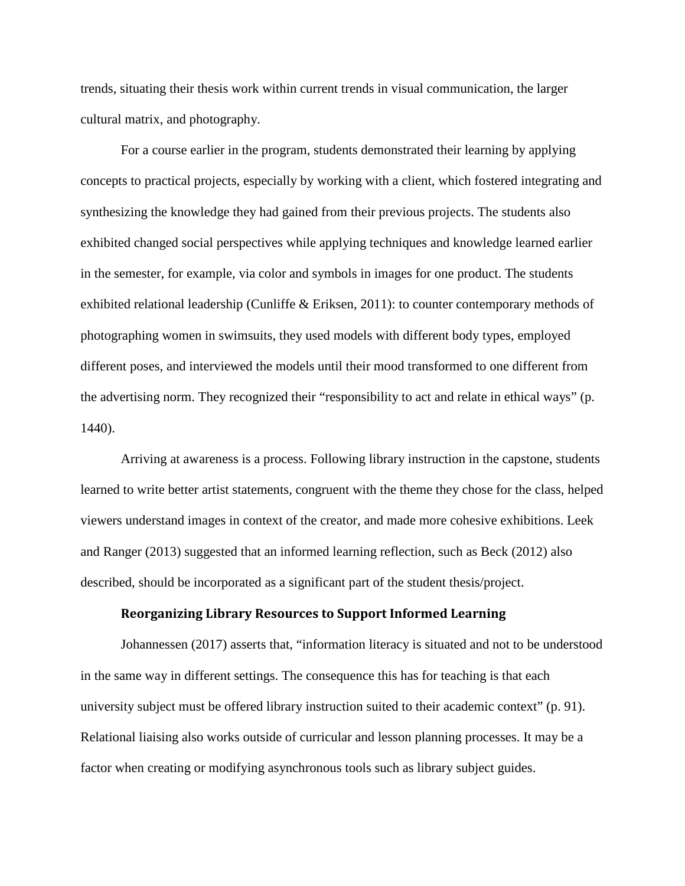trends, situating their thesis work within current trends in visual communication, the larger cultural matrix, and photography.

For a course earlier in the program, students demonstrated their learning by applying concepts to practical projects, especially by working with a client, which fostered integrating and synthesizing the knowledge they had gained from their previous projects. The students also exhibited changed social perspectives while applying techniques and knowledge learned earlier in the semester, for example, via color and symbols in images for one product. The students exhibited relational leadership (Cunliffe & Eriksen, 2011): to counter contemporary methods of photographing women in swimsuits, they used models with different body types, employed different poses, and interviewed the models until their mood transformed to one different from the advertising norm. They recognized their "responsibility to act and relate in ethical ways" (p. 1440).

Arriving at awareness is a process. Following library instruction in the capstone, students learned to write better artist statements, congruent with the theme they chose for the class, helped viewers understand images in context of the creator, and made more cohesive exhibitions. Leek and Ranger (2013) suggested that an informed learning reflection, such as Beck (2012) also described, should be incorporated as a significant part of the student thesis/project.

### Reorganizing Library Resources to Support Informed Learning

Johannessen (2017) asserts that, "information literacy is situated and not to be understood in the same way in different settings. The consequence this has for teaching is that each university subject must be offered library instruction suited to their academic context" (p. 91). Relational liaising also works outside of curricular and lesson planning processes. It may be a factor when creating or modifying asynchronous tools such as library subject guides.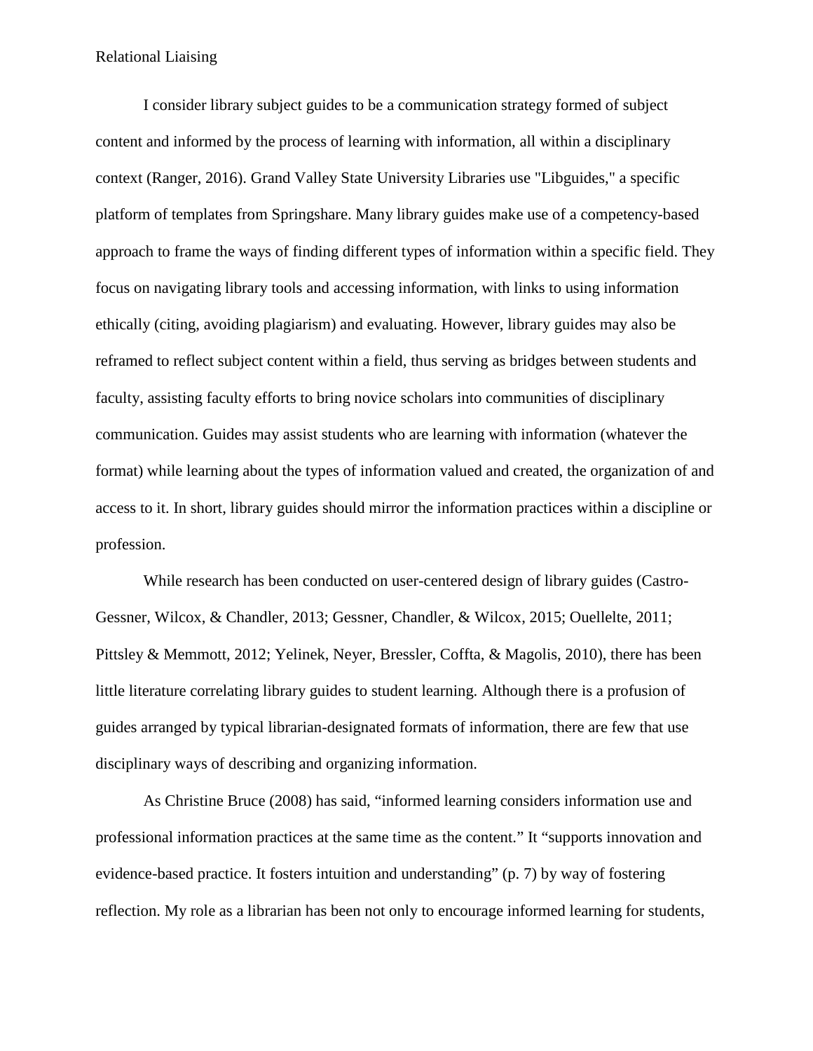I consider library subject guides to be a communication strategy formed of subject content and informed by the process of learning with information, all within a disciplinary context (Ranger, 2016). Grand Valley State University Libraries use "Libguides," a specific platform of templates from Springshare. Many library guides make use of a competency-based approach to frame the ways of finding different types of information within a specific field. They focus on navigating library tools and accessing information, with links to using information ethically (citing, avoiding plagiarism) and evaluating. However, library guides may also be reframed to reflect subject content within a field, thus serving as bridges between students and faculty, assisting faculty efforts to bring novice scholars into communities of disciplinary communication. Guides may assist students who are learning with information (whatever the format) while learning about the types of information valued and created, the organization of and access to it. In short, library guides should mirror the information practices within a discipline or profession.

While research has been conducted on user-centered design of library guides (Castro-Gessner, Wilcox, & Chandler, 2013; Gessner, Chandler, & Wilcox, 2015; Ouellelte, 2011; Pittsley & Memmott, 2012; Yelinek, Neyer, Bressler, Coffta, & Magolis, 2010), there has been little literature correlating library guides to student learning. Although there is a profusion of guides arranged by typical librarian-designated formats of information, there are few that use disciplinary ways of describing and organizing information.

As Christine Bruce (2008) has said, “informed learning considers information use and professional information practices at the same time as the content.” It “supports innovation and evidence-based practice. It fosters intuition and understanding” (p. 7) by way of fostering reflection. My role as a librarian has been not only to encourage informed learning for students,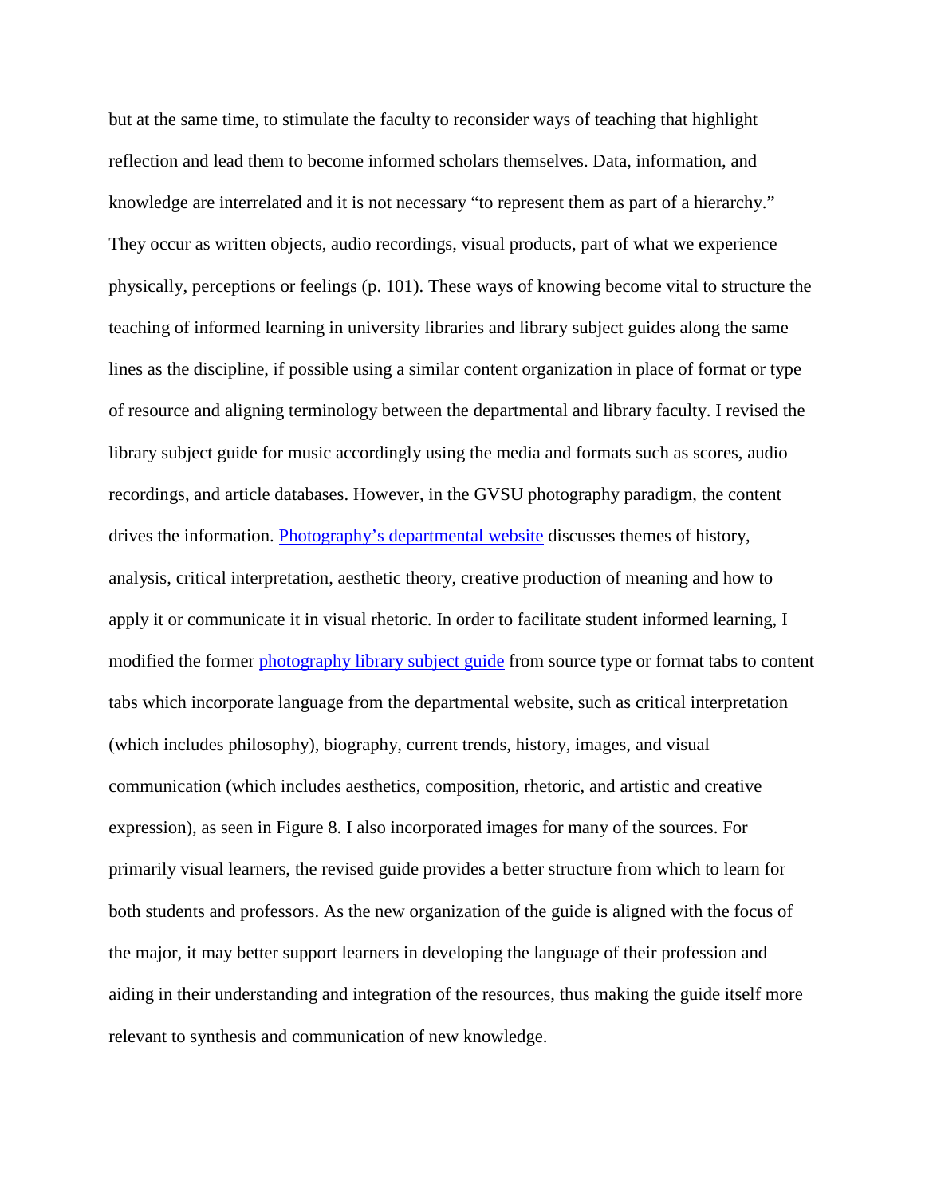but at the same time, to stimulate the faculty to reconsider ways of teaching that highlight reflection and lead them to become informed scholars themselves. Data, information, and knowledge are interrelated and it is not necessary "to represent them as part of a hierarchy." They occur as written objects, audio recordings, visual products, part of what we experience physically, perceptions or feelings (p. 101). These ways of knowing become vital to structure the teaching of informed learning in university libraries and library subject guides along the same lines as the discipline, if possible using a similar content organization in place of format or type of resource and aligning terminology between the departmental and library faculty. I revised the library subject guide for music accordingly using the media and formats such as scores, audio recordings, and article databases. However, in the GVSU photography paradigm, the content drives the information. Photography's departmental website discusses themes of history, analysis, critical interpretation, aesthetic theory, creative production of meaning and how to apply it or communicate it in visual rhetoric. In order to facilitate student informed learning, I modified the former photography library subject guide from source type or format tabs to content tabs which incorporate language from the departmental website, such as critical interpretation (which includes philosophy), biography, current trends, history, images, and visual communication (which includes aesthetics, composition, rhetoric, and artistic and creative expression), as seen in Figure 8. I also incorporated images for many of the sources. For primarily visual learners, the revised guide provides a better structure from which to learn for both students and professors. As the new organization of the guide is aligned with the focus of the major, it may better support learners in developing the language of their profession and aiding in their understanding and integration of the resources, thus making the guide itself more relevant to synthesis and communication of new knowledge.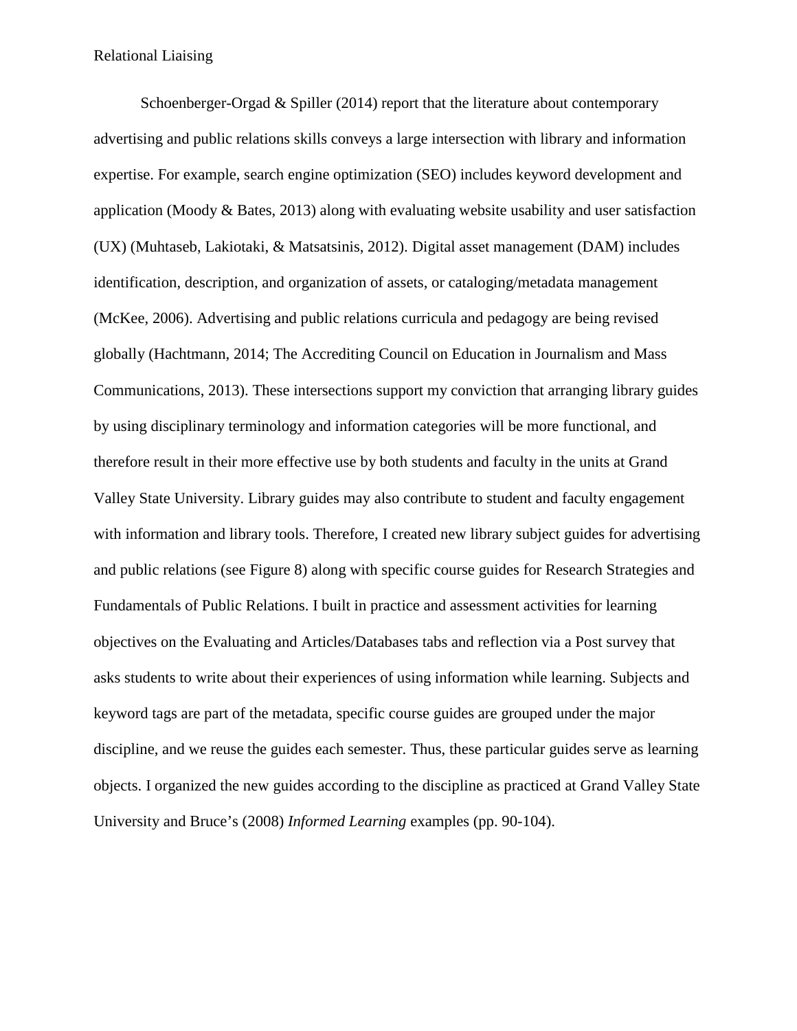Schoenberger-Orgad & Spiller (2014) report that the literature about contemporary advertising and public relations skills conveys a large intersection with library and information expertise. For example, search engine optimization (SEO) includes keyword development and application (Moody & Bates, 2013) along with evaluating website usability and user satisfaction (UX) (Muhtaseb, Lakiotaki, & Matsatsinis, 2012). Digital asset management (DAM) includes identification, description, and organization of assets, or cataloging/metadata management (McKee, 2006). Advertising and public relations curricula and pedagogy are being revised globally (Hachtmann, 2014; The Accrediting Council on Education in Journalism and Mass Communications, 2013). These intersections support my conviction that arranging library guides by using disciplinary terminology and information categories will be more functional, and therefore result in their more effective use by both students and faculty in the units at Grand Valley State University. Library guides may also contribute to student and faculty engagement with information and library tools. Therefore, I created new library subject guides for advertising and public relations (see Figure 8) along with specific course guides for Research Strategies and Fundamentals of Public Relations. I built in practice and assessment activities for learning objectives on the Evaluating and Articles/Databases tabs and reflection via a Post survey that asks students to write about their experiences of using information while learning. Subjects and keyword tags are part of the metadata, specific course guides are grouped under the major discipline, and we reuse the guides each semester. Thus, these particular guides serve as learning objects. I organized the new guides according to the discipline as practiced at Grand Valley State University and Bruce's (2008) *Informed Learning* examples (pp. 90-104).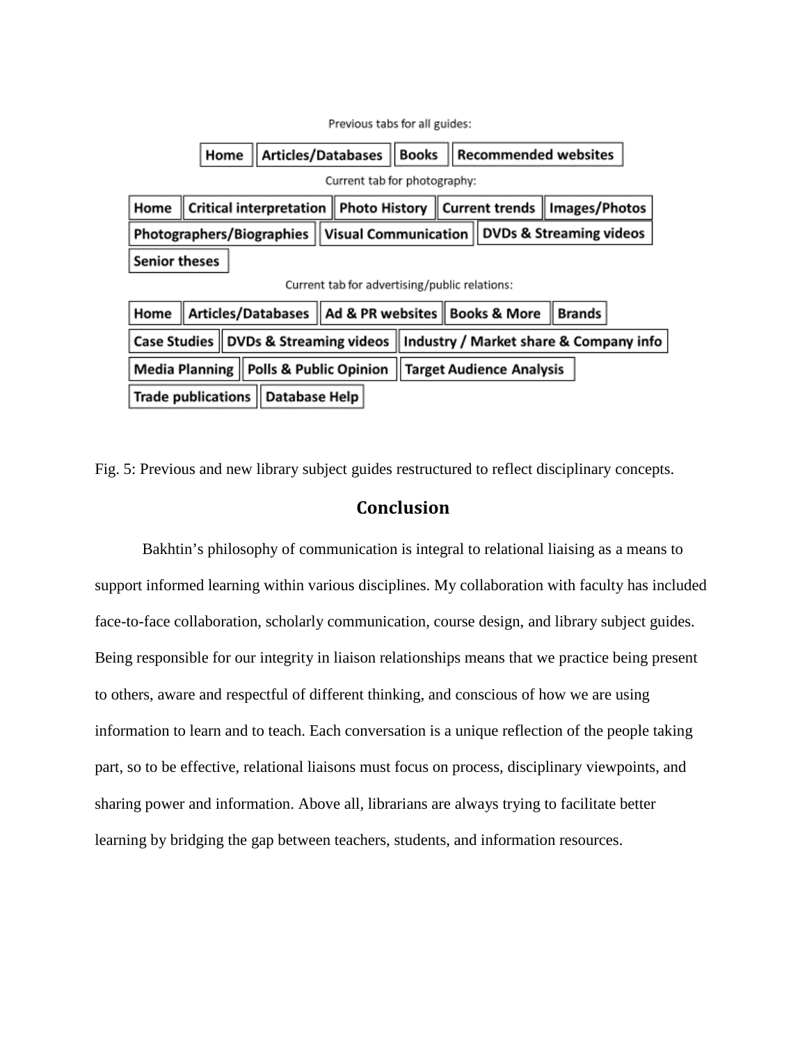Previous tabs for all guides:

Home | Articles/Databases | Books | Recommended websites

Current tab for photography:

Home | Critical interpretation | Photo History | Current trends | Images/Photos | Photographers/Biographies | Visual Communication | DVDs & Streaming videos | Senior theses

Current tab for advertising/public relations:

Home | Articles/Databases | Ad & PR websites | Books & More | Brands | Case Studies | DVDs & Streaming videos | Industry / Market share & Company info | Media Planning | Polls & Public Opinion | Target Audience Analysis | Trade publications | Database Help

Fig. 5: Previous and new library subject guides restructured to reflect disciplinary concepts.

## Conclusion

Bakhtin's philosophy of communication is integral to relational liaising as a means to support informed learning within various disciplines. My collaboration with faculty has included face-to-face collaboration, scholarly communication, course design, and library subject guides. Being responsible for our integrity in liaison relationships means that we practice being present to others, aware and respectful of different thinking, and conscious of how we are using information to learn and to teach. Each conversation is a unique reflection of the people taking part, so to be effective, relational liaisons must focus on process, disciplinary viewpoints, and sharing power and information. Above all, librarians are always trying to facilitate better learning by bridging the gap between teachers, students, and information resources.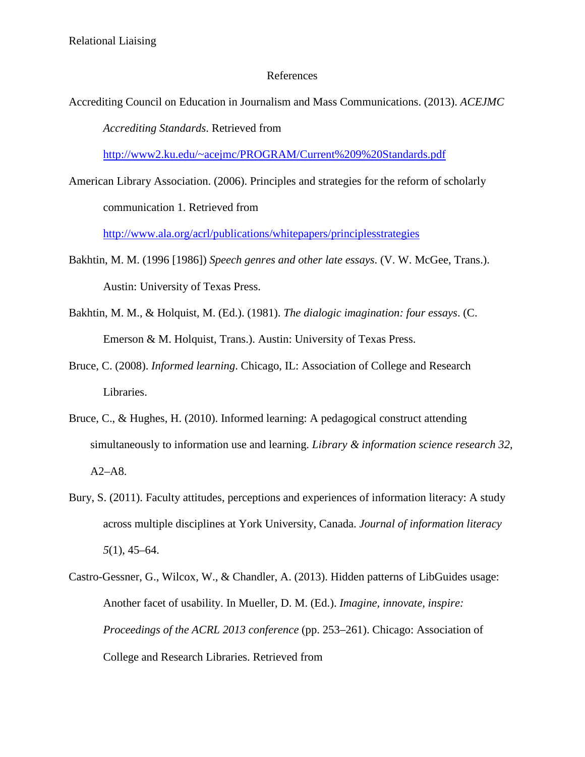# References

Accrediting Council on Education in Journalism and Mass Communications. (2013). *ACEJMC Accrediting Standards*. Retrieved from http://www2.ku.edu/~acejmc/PROGRAM/Current%209%20Standards.pdf

American Library Association. (2006). Principles and strategies for the reform of scholarly communication 1. Retrieved from http://www.ala.org/acrl/publications/whitepapers/principlesstrategies

Bakhtin, M. M. (1996 [1986]) *Speech genres and other late essays*. (V. W. McGee, Trans.). Austin: University of Texas Press.

Bakhtin, M. M., & Holquist, M. (Ed.). (1981). *The dialogic imagination: four essays*. (C. Emerson & M. Holquist, Trans.). Austin: University of Texas Press.

Bruce, C. (2008). *Informed learning*. Chicago, IL: Association of College and Research Libraries.

Bruce, C., & Hughes, H. (2010). Informed learning: A pedagogical construct attending simultaneously to information use and learning. *Library & information science research 32*, A2–A8.

Bury, S. (2011). Faculty attitudes, perceptions and experiences of information literacy: A study across multiple disciplines at York University, Canada. *Journal of information literacy 5*(1), 45–64.

Castro-Gessner, G., Wilcox, W., & Chandler, A. (2013). Hidden patterns of LibGuides usage: Another facet of usability. In Mueller, D. M. (Ed.). *Imagine, innovate, inspire: Proceedings of the ACRL 2013 conference* (pp. 253–261). Chicago: Association of College and Research Libraries. Retrieved from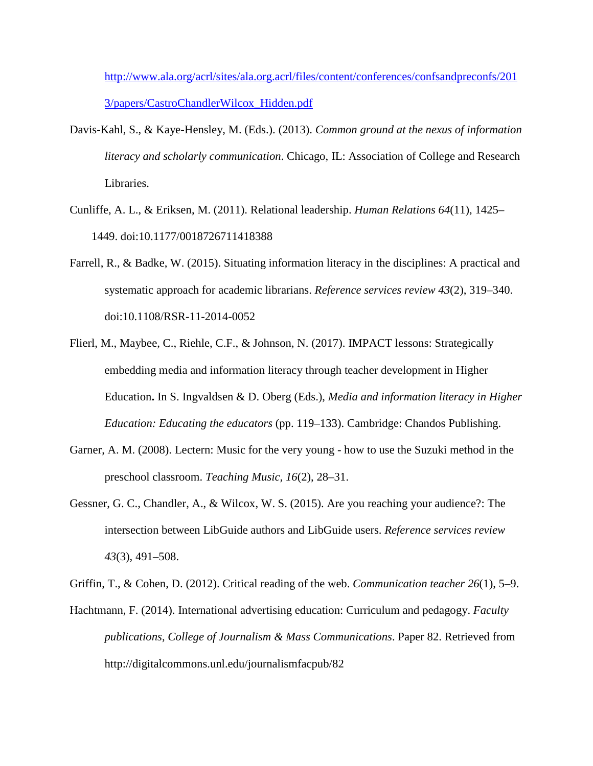http://www.ala.org/acrl/sites/ala.org.acrl/files/content/conferences/confsandpreconfs/2013/papers/CastroChandlerWilcox_Hidden.pdf

Davis-Kahl, S., & Kaye-Hensley, M. (Eds.). (2013). *Common ground at the nexus of information literacy and scholarly communication*. Chicago, IL: Association of College and Research Libraries.

Cunliffe, A. L., & Eriksen, M. (2011). Relational leadership. *Human Relations 64*(11), 1425–1449. doi:10.1177/0018726711418388

Farrell, R., & Badke, W. (2015). Situating information literacy in the disciplines: A practical and systematic approach for academic librarians. *Reference services review 43*(2), 319–340. doi:10.1108/RSR-11-2014-0052

Flierl, M., Maybee, C., Riehle, C.F., & Johnson, N. (2017). IMPACT lessons: Strategically embedding media and information literacy through teacher development in Higher Education**.** In S. Ingvaldsen & D. Oberg (Eds.), *Media and information literacy in Higher Education: Educating the educators* (pp. 119–133). Cambridge: Chandos Publishing.

Garner, A. M. (2008). Lectern: Music for the very young - how to use the Suzuki method in the preschool classroom. *Teaching Music, 16*(2), 28–31.

Gessner, G. C., Chandler, A., & Wilcox, W. S. (2015). Are you reaching your audience?: The intersection between LibGuide authors and LibGuide users. *Reference services review 43*(3), 491–508.

Griffin, T., & Cohen, D. (2012). Critical reading of the web. *Communication teacher 26*(1), 5–9.

Hachtmann, F. (2014). International advertising education: Curriculum and pedagogy. *Faculty publications, College of Journalism & Mass Communications*. Paper 82. Retrieved from http://digitalcommons.unl.edu/journalismfacpub/82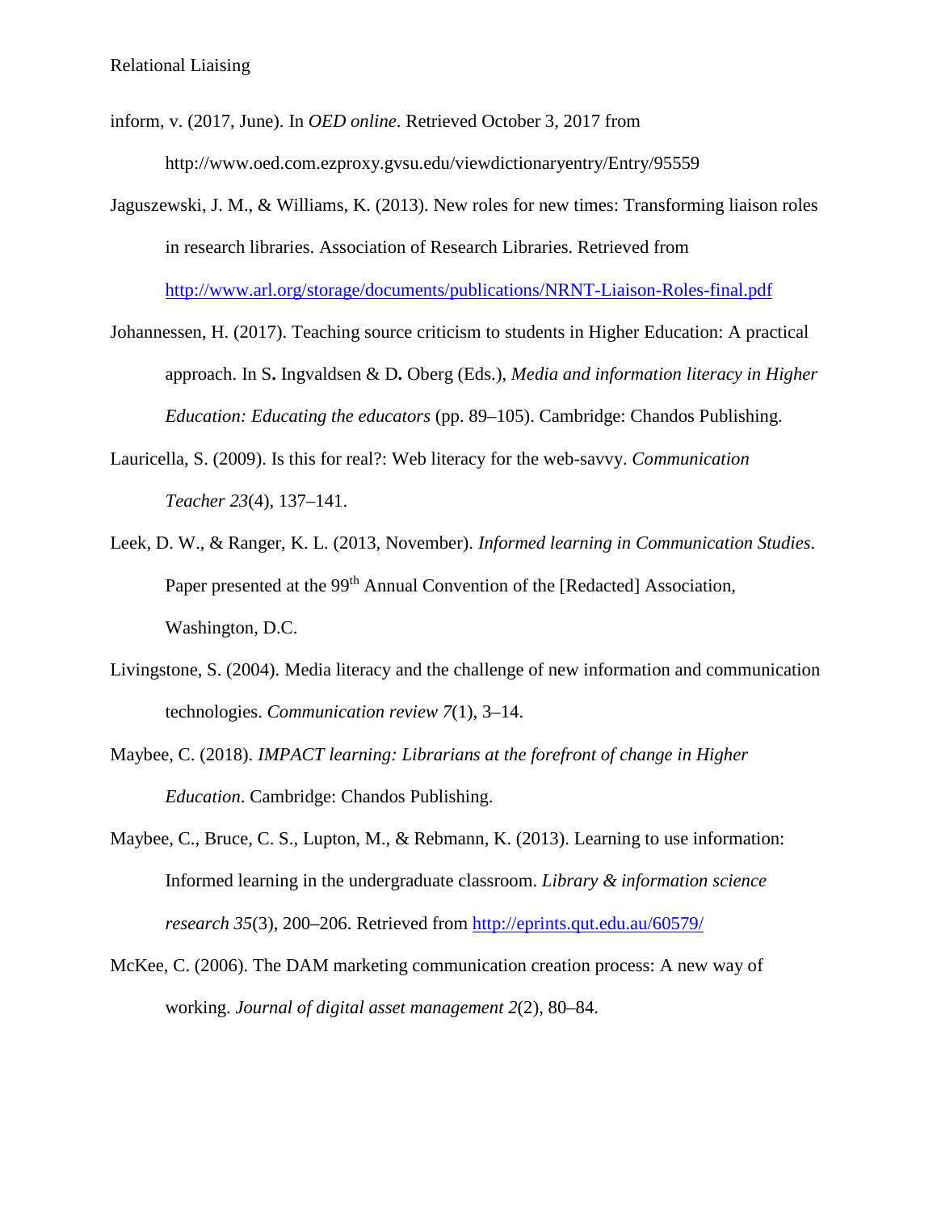inform, v. (2017, June). In *OED online*. Retrieved October 3, 2017 from http://www.oed.com.ezproxy.gvsu.edu/viewdictionaryentry/Entry/95559

Jaguszewski, J. M., & Williams, K. (2013). New roles for new times: Transforming liaison roles in research libraries. Association of Research Libraries. Retrieved from http://www.arl.org/storage/documents/publications/NRNT-Liaison-Roles-final.pdf

Johannessen, H. (2017). Teaching source criticism to students in Higher Education: A practical approach. In S**.** Ingvaldsen & D**.** Oberg (Eds.), *Media and information literacy in Higher Education: Educating the educators* (pp. 89–105). Cambridge: Chandos Publishing.

Lauricella, S. (2009). Is this for real?: Web literacy for the web-savvy. *Communication Teacher 23*(4), 137–141.

Leek, D. W., & Ranger, K. L. (2013, November). *Informed learning in Communication Studies*. Paper presented at the 99th Annual Convention of the [Redacted] Association, Washington, D.C.

Livingstone, S. (2004). Media literacy and the challenge of new information and communication technologies. *Communication review 7*(1), 3–14.

Maybee, C. (2018). *IMPACT learning: Librarians at the forefront of change in Higher Education*. Cambridge: Chandos Publishing.

Maybee, C., Bruce, C. S., Lupton, M., & Rebmann, K. (2013). Learning to use information: Informed learning in the undergraduate classroom. *Library & information science research 35*(3), 200–206. Retrieved from http://eprints.qut.edu.au/60579/

McKee, C. (2006). The DAM marketing communication creation process: A new way of working. *Journal of digital asset management 2*(2), 80–84.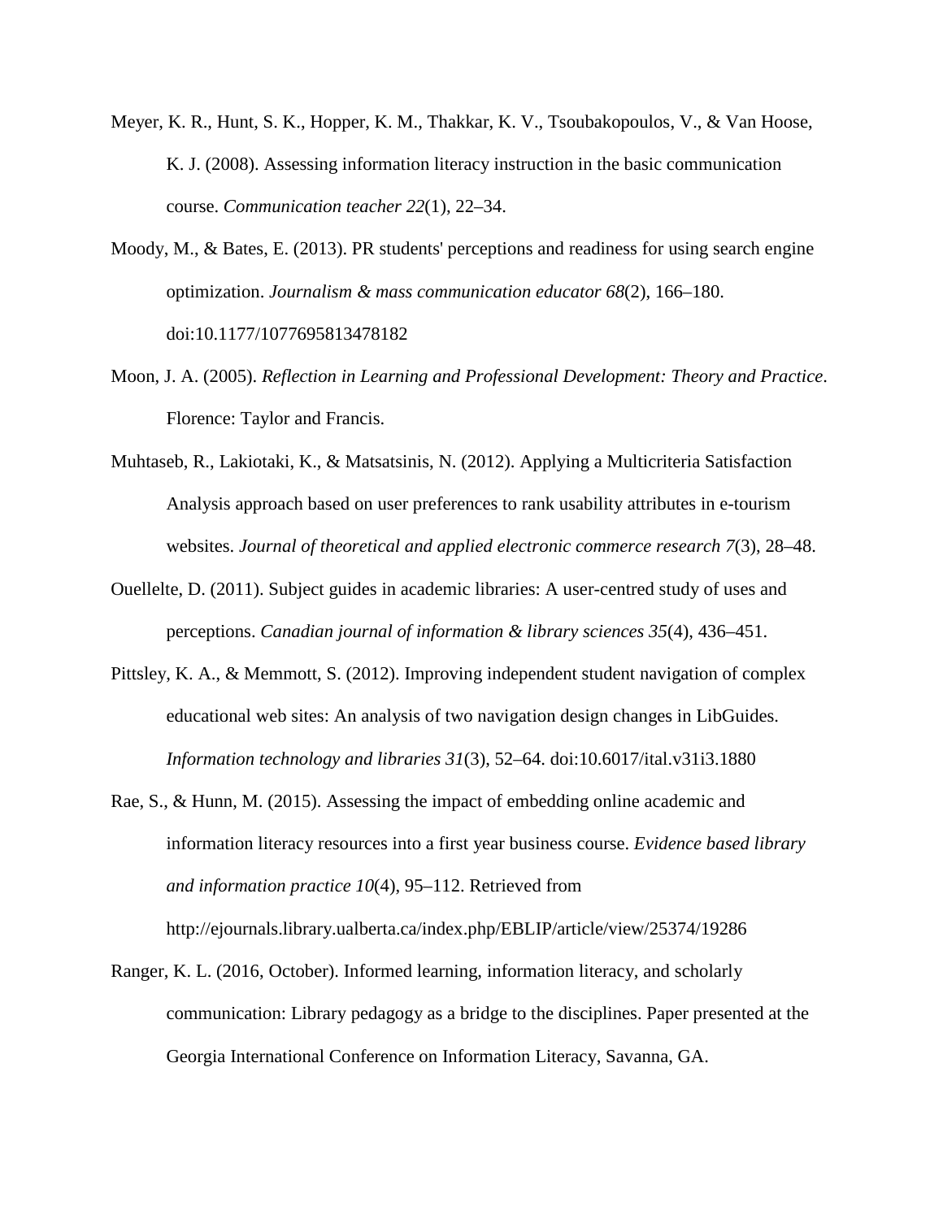Meyer, K. R., Hunt, S. K., Hopper, K. M., Thakkar, K. V., Tsoubakopoulos, V., & Van Hoose, K. J. (2008). Assessing information literacy instruction in the basic communication course. *Communication teacher 22*(1), 22–34.

Moody, M., & Bates, E. (2013). PR students' perceptions and readiness for using search engine optimization. *Journalism & mass communication educator 68*(2), 166–180. doi:10.1177/1077695813478182

Moon, J. A. (2005). *Reflection in Learning and Professional Development: Theory and Practice*. Florence: Taylor and Francis.

Muhtaseb, R., Lakiotaki, K., & Matsatsinis, N. (2012). Applying a Multicriteria Satisfaction Analysis approach based on user preferences to rank usability attributes in e-tourism websites. *Journal of theoretical and applied electronic commerce research 7*(3), 28–48.

Ouellelte, D. (2011). Subject guides in academic libraries: A user-centred study of uses and perceptions. *Canadian journal of information & library sciences 35*(4), 436–451.

Pittsley, K. A., & Memmott, S. (2012). Improving independent student navigation of complex educational web sites: An analysis of two navigation design changes in LibGuides. *Information technology and libraries 31*(3), 52–64. doi:10.6017/ital.v31i3.1880

Rae, S., & Hunn, M. (2015). Assessing the impact of embedding online academic and information literacy resources into a first year business course. *Evidence based library and information practice 10*(4), 95–112. Retrieved from http://ejournals.library.ualberta.ca/index.php/EBLIP/article/view/25374/19286

Ranger, K. L. (2016, October). Informed learning, information literacy, and scholarly communication: Library pedagogy as a bridge to the disciplines. Paper presented at the Georgia International Conference on Information Literacy, Savanna, GA.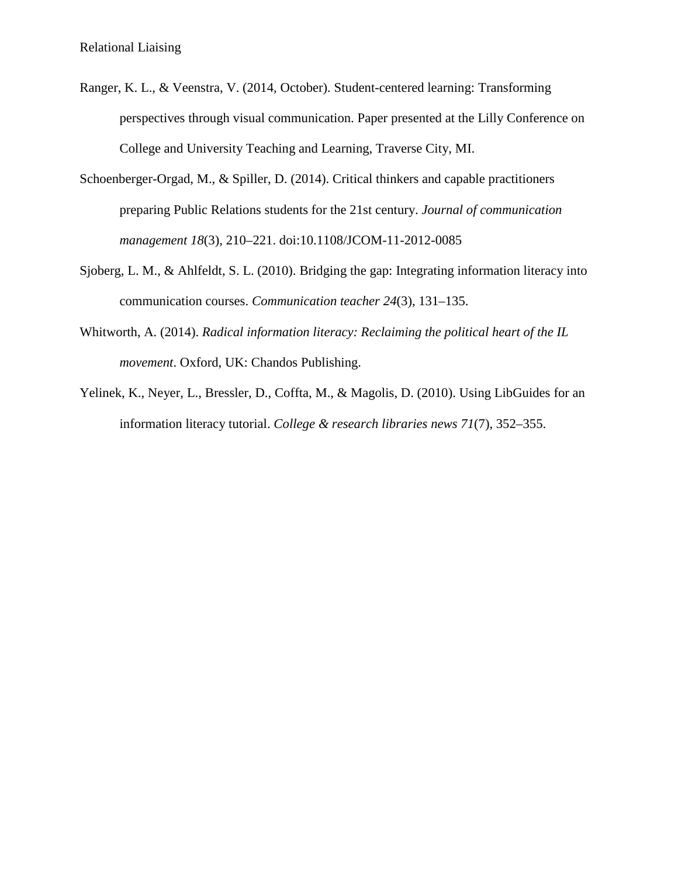Ranger, K. L., & Veenstra, V. (2014, October). Student-centered learning: Transforming perspectives through visual communication. Paper presented at the Lilly Conference on College and University Teaching and Learning, Traverse City, MI.

Schoenberger-Orgad, M., & Spiller, D. (2014). Critical thinkers and capable practitioners preparing Public Relations students for the 21st century. *Journal of communication management 18*(3), 210–221. doi:10.1108/JCOM-11-2012-0085

Sjoberg, L. M., & Ahlfeldt, S. L. (2010). Bridging the gap: Integrating information literacy into communication courses. *Communication teacher 24*(3), 131–135.

Whitworth, A. (2014). *Radical information literacy: Reclaiming the political heart of the IL movement*. Oxford, UK: Chandos Publishing.

Yelinek, K., Neyer, L., Bressler, D., Coffta, M., & Magolis, D. (2010). Using LibGuides for an information literacy tutorial. *College & research libraries news 71*(7), 352–355.